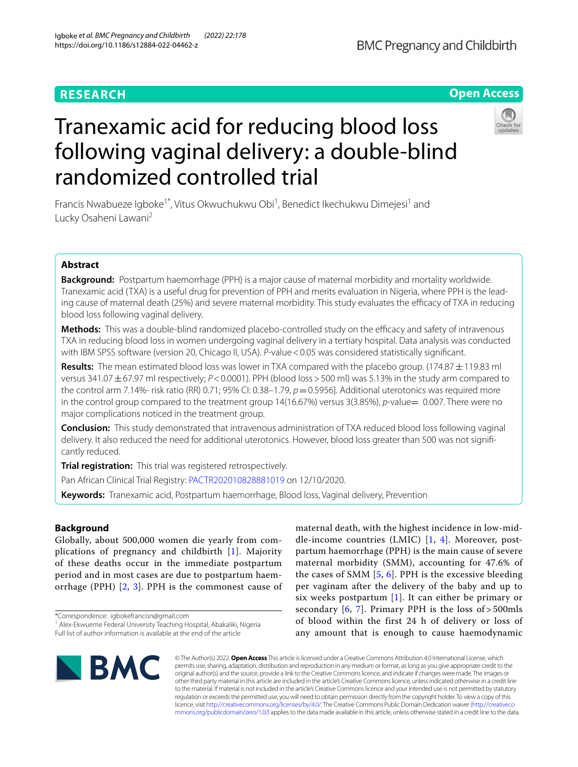RESEARCH

Open Access

# Tranexamic acid for reducing blood loss following vaginal delivery: a double-blind randomized controlled trial

Francis Nwabueze Igboke[1*], Vitus Okwuchukwu Obi[1], Benedict Ikechukwu Dimejesi[1] and Lucky Osaheni Lawani[2]

## Abstract

**Background:** Postpartum haemorrhage (PPH) is a major cause of maternal morbidity and mortality worldwide. Tranexamic acid (TXA) is a useful drug for prevention of PPH and merits evaluation in Nigeria, where PPH is the leading cause of maternal death (25%) and severe maternal morbidity. This study evaluates the efficacy of TXA in reducing blood loss following vaginal delivery.

**Methods:** This was a double-blind randomized placebo-controlled study on the efficacy and safety of intravenous TXA in reducing blood loss in women undergoing vaginal delivery in a tertiary hospital. Data analysis was conducted with IBM SPSS software (version 20, Chicago Il, USA). *P*-value < 0.05 was considered statistically significant.

**Results:** The mean estimated blood loss was lower in TXA compared with the placebo group. (174.87 ± 119.83 ml versus 341.07 ± 67.97 ml respectively; *P* < 0.0001). PPH (blood loss > 500 ml) was 5.13% in the study arm compared to the control arm 7.14%- risk ratio (RR) 0.71; 95% CI: 0.38–1.79, *p* = 0.5956]. Additional uterotonics was required more in the control group compared to the treatment group 14(16.67%) versus 3(3.85%), *p*-value = 0.007. There were no major complications noticed in the treatment group.

**Conclusion:** This study demonstrated that intravenous administration of TXA reduced blood loss following vaginal delivery. It also reduced the need for additional uterotonics. However, blood loss greater than 500 was not significantly reduced.

**Trial registration:** This trial was registered retrospectively.

Pan African Clinical Trial Registry: PACTR202010828881019 on 12/10/2020.

**Keywords:** Tranexamic acid, Postpartum haemorrhage, Blood loss, Vaginal delivery, Prevention

## Background

Globally, about 500,000 women die yearly from complications of pregnancy and childbirth [1]. Majority of these deaths occur in the immediate postpartum period and in most cases are due to postpartum haemorrhage (PPH) [2, 3]. PPH is the commonest cause of maternal death, with the highest incidence in low-middle-income countries (LMIC) [1, 4]. Moreover, postpartum haemorrhage (PPH) is the main cause of severe maternal morbidity (SMM), accounting for 47.6% of the cases of SMM [5, 6]. PPH is the excessive bleeding per vaginam after the delivery of the baby and up to six weeks postpartum [1]. It can either be primary or secondary [6, 7]. Primary PPH is the loss of > 500mls of blood within the first 24 h of delivery or loss of any amount that is enough to cause haemodynamic

*Correspondence: igbokefrancisn@gmail.com
[1] Alex-Ekwueme Federal University Teaching Hospital, Abakaliki, Nigeria
Full list of author information is available at the end of the article

© The Author(s) 2022. **Open Access** This article is licensed under a Creative Commons Attribution 4.0 International License, which permits use, sharing, adaptation, distribution and reproduction in any medium or format, as long as you give appropriate credit to the original author(s) and the source, provide a link to the Creative Commons licence, and indicate if changes were made. The images or other third party material in this article are included in the article's Creative Commons licence, unless indicated otherwise in a credit line to the material. If material is not included in the article's Creative Commons licence and your intended use is not permitted by statutory regulation or exceeds the permitted use, you will need to obtain permission directly from the copyright holder. To view a copy of this licence, visit http://creativecommons.org/licenses/by/4.0/. The Creative Commons Public Domain Dedication waiver (http://creativecommons.org/publicdomain/zero/1.0/) applies to the data made available in this article, unless otherwise stated in a credit line to the data.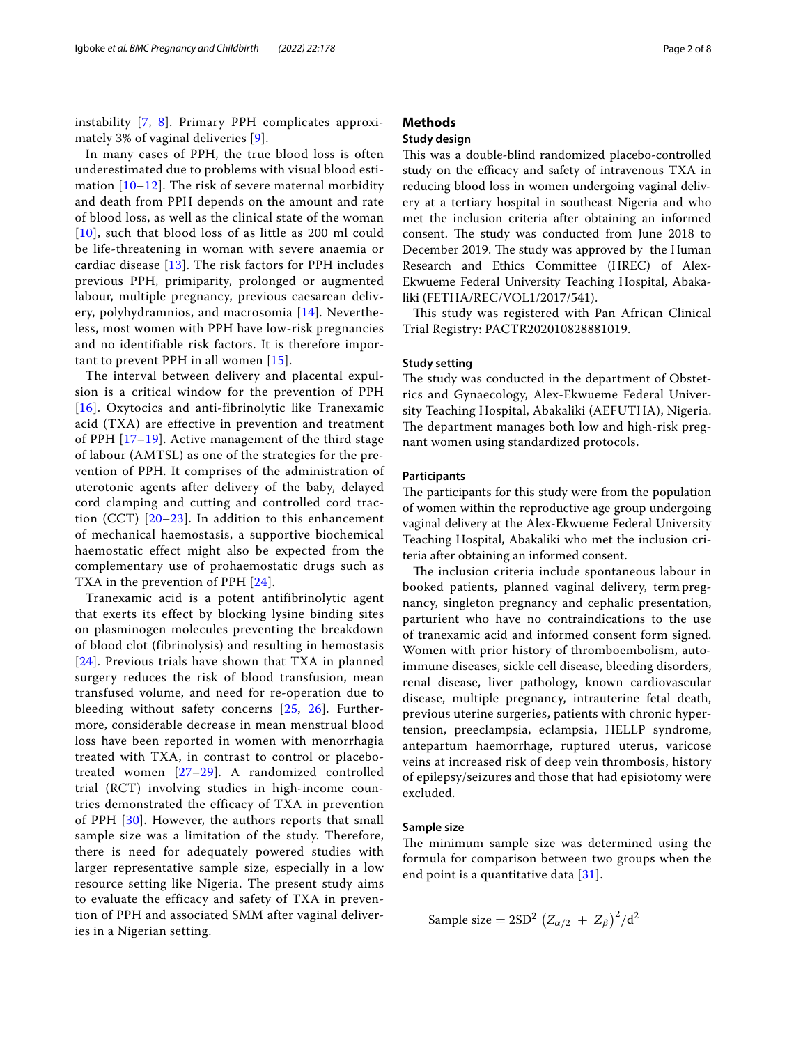instability [7, 8]. Primary PPH complicates approximately 3% of vaginal deliveries [9].

In many cases of PPH, the true blood loss is often underestimated due to problems with visual blood estimation [10–12]. The risk of severe maternal morbidity and death from PPH depends on the amount and rate of blood loss, as well as the clinical state of the woman [10], such that blood loss of as little as 200 ml could be life-threatening in woman with severe anaemia or cardiac disease [13]. The risk factors for PPH includes previous PPH, primiparity, prolonged or augmented labour, multiple pregnancy, previous caesarean delivery, polyhydramnios, and macrosomia [14]. Nevertheless, most women with PPH have low-risk pregnancies and no identifiable risk factors. It is therefore important to prevent PPH in all women [15].

The interval between delivery and placental expulsion is a critical window for the prevention of PPH [16]. Oxytocics and anti-fibrinolytic like Tranexamic acid (TXA) are effective in prevention and treatment of PPH [17–19]. Active management of the third stage of labour (AMTSL) as one of the strategies for the prevention of PPH. It comprises of the administration of uterotonic agents after delivery of the baby, delayed cord clamping and cutting and controlled cord traction (CCT) [20–23]. In addition to this enhancement of mechanical haemostasis, a supportive biochemical haemostatic effect might also be expected from the complementary use of prohaemostatic drugs such as TXA in the prevention of PPH [24].

Tranexamic acid is a potent antifibrinolytic agent that exerts its effect by blocking lysine binding sites on plasminogen molecules preventing the breakdown of blood clot (fibrinolysis) and resulting in hemostasis [24]. Previous trials have shown that TXA in planned surgery reduces the risk of blood transfusion, mean transfused volume, and need for re-operation due to bleeding without safety concerns [25, 26]. Furthermore, considerable decrease in mean menstrual blood loss have been reported in women with menorrhagia treated with TXA, in contrast to control or placebo-treated women [27–29]. A randomized controlled trial (RCT) involving studies in high-income countries demonstrated the efficacy of TXA in prevention of PPH [30]. However, the authors reports that small sample size was a limitation of the study. Therefore, there is need for adequately powered studies with larger representative sample size, especially in a low resource setting like Nigeria. The present study aims to evaluate the efficacy and safety of TXA in prevention of PPH and associated SMM after vaginal deliveries in a Nigerian setting.

## Methods

### Study design

This was a double-blind randomized placebo-controlled study on the efficacy and safety of intravenous TXA in reducing blood loss in women undergoing vaginal delivery at a tertiary hospital in southeast Nigeria and who met the inclusion criteria after obtaining an informed consent. The study was conducted from June 2018 to December 2019. The study was approved by the Human Research and Ethics Committee (HREC) of Alex-Ekwueme Federal University Teaching Hospital, Abakaliki (FETHA/REC/VOL1/2017/541).

This study was registered with Pan African Clinical Trial Registry: PACTR202010828881019.

### Study setting

The study was conducted in the department of Obstetrics and Gynaecology, Alex-Ekwueme Federal University Teaching Hospital, Abakaliki (AEFUTHA), Nigeria. The department manages both low and high-risk pregnant women using standardized protocols.

### Participants

The participants for this study were from the population of women within the reproductive age group undergoing vaginal delivery at the Alex-Ekwueme Federal University Teaching Hospital, Abakaliki who met the inclusion criteria after obtaining an informed consent.

The inclusion criteria include spontaneous labour in booked patients, planned vaginal delivery, term pregnancy, singleton pregnancy and cephalic presentation, parturient who have no contraindications to the use of tranexamic acid and informed consent form signed. Women with prior history of thromboembolism, autoimmune diseases, sickle cell disease, bleeding disorders, renal disease, liver pathology, known cardiovascular disease, multiple pregnancy, intrauterine fetal death, previous uterine surgeries, patients with chronic hypertension, preeclampsia, eclampsia, HELLP syndrome, antepartum haemorrhage, ruptured uterus, varicose veins at increased risk of deep vein thrombosis, history of epilepsy/seizures and those that had episiotomy were excluded.

### Sample size

The minimum sample size was determined using the formula for comparison between two groups when the end point is a quantitative data [31].

$$\text{Sample size} = 2\text{SD}^2\left(Z_{\alpha/2} + Z_\beta\right)^2/\text{d}^2$$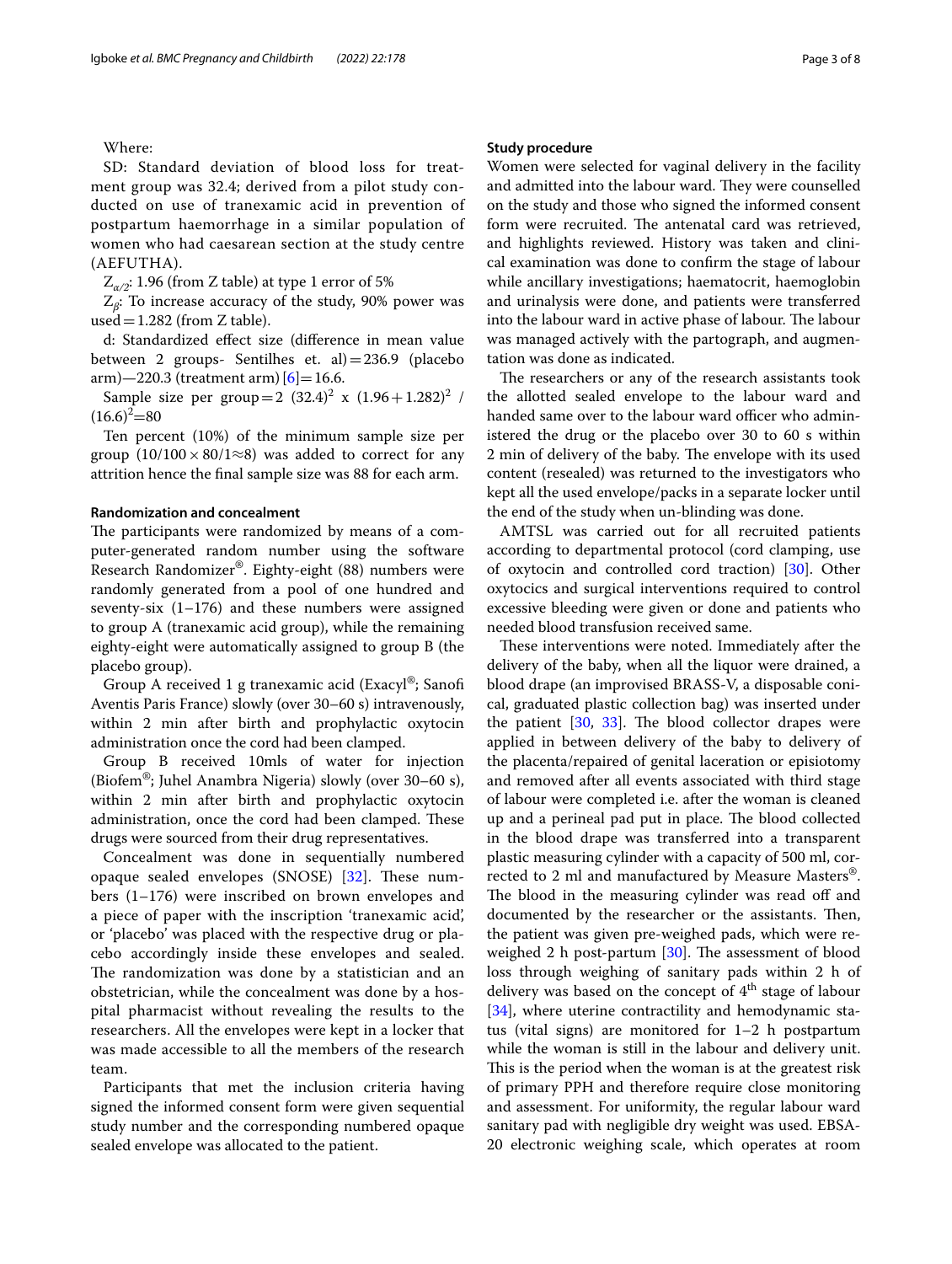Where:

SD: Standard deviation of blood loss for treatment group was 32.4; derived from a pilot study conducted on use of tranexamic acid in prevention of postpartum haemorrhage in a similar population of women who had caesarean section at the study centre (AEFUTHA).

$Z_{\alpha/2}$: 1.96 (from Z table) at type 1 error of 5%

$Z_{\beta}$: To increase accuracy of the study, 90% power was used = 1.282 (from Z table).

d: Standardized effect size (difference in mean value between 2 groups- Sentilhes et. al) = 236.9 (placebo arm)—220.3 (treatment arm) [6] = 16.6.

Sample size per group = 2 $(32.4)^2$ x $(1.96+1.282)^2$ / $(16.6)^2$ = 80

Ten percent (10%) of the minimum sample size per group $(10/100 \times 80/1 \approx 8)$ was added to correct for any attrition hence the final sample size was 88 for each arm.

### Randomization and concealment

The participants were randomized by means of a computer-generated random number using the software Research Randomizer®. Eighty-eight (88) numbers were randomly generated from a pool of one hundred and seventy-six (1–176) and these numbers were assigned to group A (tranexamic acid group), while the remaining eighty-eight were automatically assigned to group B (the placebo group).

Group A received 1 g tranexamic acid (Exacyl®; Sanofi Aventis Paris France) slowly (over 30–60 s) intravenously, within 2 min after birth and prophylactic oxytocin administration once the cord had been clamped.

Group B received 10mls of water for injection (Biofem®; Juhel Anambra Nigeria) slowly (over 30–60 s), within 2 min after birth and prophylactic oxytocin administration, once the cord had been clamped. These drugs were sourced from their drug representatives.

Concealment was done in sequentially numbered opaque sealed envelopes (SNOSE) [32]. These numbers (1–176) were inscribed on brown envelopes and a piece of paper with the inscription 'tranexamic acid', or 'placebo' was placed with the respective drug or placebo accordingly inside these envelopes and sealed. The randomization was done by a statistician and an obstetrician, while the concealment was done by a hospital pharmacist without revealing the results to the researchers. All the envelopes were kept in a locker that was made accessible to all the members of the research team.

Participants that met the inclusion criteria having signed the informed consent form were given sequential study number and the corresponding numbered opaque sealed envelope was allocated to the patient.

### Study procedure

Women were selected for vaginal delivery in the facility and admitted into the labour ward. They were counselled on the study and those who signed the informed consent form were recruited. The antenatal card was retrieved, and highlights reviewed. History was taken and clinical examination was done to confirm the stage of labour while ancillary investigations; haematocrit, haemoglobin and urinalysis were done, and patients were transferred into the labour ward in active phase of labour. The labour was managed actively with the partograph, and augmentation was done as indicated.

The researchers or any of the research assistants took the allotted sealed envelope to the labour ward and handed same over to the labour ward officer who administered the drug or the placebo over 30 to 60 s within 2 min of delivery of the baby. The envelope with its used content (resealed) was returned to the investigators who kept all the used envelope/packs in a separate locker until the end of the study when un-blinding was done.

AMTSL was carried out for all recruited patients according to departmental protocol (cord clamping, use of oxytocin and controlled cord traction) [30]. Other oxytocics and surgical interventions required to control excessive bleeding were given or done and patients who needed blood transfusion received same.

These interventions were noted. Immediately after the delivery of the baby, when all the liquor were drained, a blood drape (an improvised BRASS-V, a disposable conical, graduated plastic collection bag) was inserted under the patient [30, 33]. The blood collector drapes were applied in between delivery of the baby to delivery of the placenta/repaired of genital laceration or episiotomy and removed after all events associated with third stage of labour were completed i.e. after the woman is cleaned up and a perineal pad put in place. The blood collected in the blood drape was transferred into a transparent plastic measuring cylinder with a capacity of 500 ml, corrected to 2 ml and manufactured by Measure Masters®. The blood in the measuring cylinder was read off and documented by the researcher or the assistants. Then, the patient was given pre-weighed pads, which were re-weighed 2 h post-partum [30]. The assessment of blood loss through weighing of sanitary pads within 2 h of delivery was based on the concept of 4th stage of labour [34], where uterine contractility and hemodynamic status (vital signs) are monitored for 1–2 h postpartum while the woman is still in the labour and delivery unit. This is the period when the woman is at the greatest risk of primary PPH and therefore require close monitoring and assessment. For uniformity, the regular labour ward sanitary pad with negligible dry weight was used. EBSA-20 electronic weighing scale, which operates at room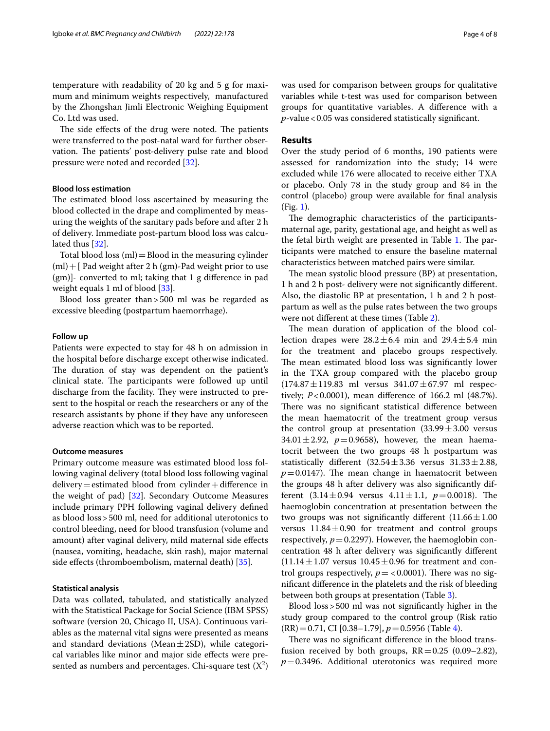temperature with readability of 20 kg and 5 g for maximum and minimum weights respectively, manufactured by the Zhongshan Jimli Electronic Weighing Equipment Co. Ltd was used.

The side effects of the drug were noted. The patients were transferred to the post-natal ward for further observation. The patients' post-delivery pulse rate and blood pressure were noted and recorded [32].

### Blood loss estimation

The estimated blood loss ascertained by measuring the blood collected in the drape and complimented by measuring the weights of the sanitary pads before and after 2 h of delivery. Immediate post-partum blood loss was calculated thus [32].

Total blood loss (ml) = Blood in the measuring cylinder (ml) + [ Pad weight after 2 h (gm)-Pad weight prior to use (gm)]- converted to ml; taking that 1 g difference in pad weight equals 1 ml of blood [33].

Blood loss greater than > 500 ml was be regarded as excessive bleeding (postpartum haemorrhage).

### Follow up

Patients were expected to stay for 48 h on admission in the hospital before discharge except otherwise indicated. The duration of stay was dependent on the patient's clinical state. The participants were followed up until discharge from the facility. They were instructed to present to the hospital or reach the researchers or any of the research assistants by phone if they have any unforeseen adverse reaction which was to be reported.

### Outcome measures

Primary outcome measure was estimated blood loss following vaginal delivery (total blood loss following vaginal delivery = estimated blood from cylinder + difference in the weight of pad) [32]. Secondary Outcome Measures include primary PPH following vaginal delivery defined as blood loss > 500 ml, need for additional uterotonics to control bleeding, need for blood transfusion (volume and amount) after vaginal delivery, mild maternal side effects (nausea, vomiting, headache, skin rash), major maternal side effects (thromboembolism, maternal death) [35].

### Statistical analysis

Data was collated, tabulated, and statistically analyzed with the Statistical Package for Social Science (IBM SPSS) software (version 20, Chicago II, USA). Continuous variables as the maternal vital signs were presented as means and standard deviations (Mean ± 2SD), while categorical variables like minor and major side effects were presented as numbers and percentages. Chi-square test ($X^2$) was used for comparison between groups for qualitative variables while t-test was used for comparison between groups for quantitative variables. A difference with a *p*-value < 0.05 was considered statistically significant.

## Results

Over the study period of 6 months, 190 patients were assessed for randomization into the study; 14 were excluded while 176 were allocated to receive either TXA or placebo. Only 78 in the study group and 84 in the control (placebo) group were available for final analysis (Fig. 1).

The demographic characteristics of the participants-maternal age, parity, gestational age, and height as well as the fetal birth weight are presented in Table 1. The participants were matched to ensure the baseline maternal characteristics between matched pairs were similar.

The mean systolic blood pressure (BP) at presentation, 1 h and 2 h post- delivery were not significantly different. Also, the diastolic BP at presentation, 1 h and 2 h postpartum as well as the pulse rates between the two groups were not different at these times (Table 2).

The mean duration of application of the blood collection drapes were 28.2 ± 6.4 min and 29.4 ± 5.4 min for the treatment and placebo groups respectively. The mean estimated blood loss was significantly lower in the TXA group compared with the placebo group (174.87 ± 119.83 ml versus 341.07 ± 67.97 ml respectively; $P < 0.0001$), mean difference of 166.2 ml (48.7%). There was no significant statistical difference between the mean haematocrit of the treatment group versus the control group at presentation (33.99 ± 3.00 versus 34.01 ± 2.92, $p = 0.9658$), however, the mean haematocrit between the two groups 48 h postpartum was statistically different (32.54 ± 3.36 versus 31.33 ± 2.88, $p = 0.0147$). The mean change in haematocrit between the groups 48 h after delivery was also significantly different (3.14 ± 0.94 versus 4.11 ± 1.1, $p = 0.0018$). The haemoglobin concentration at presentation between the two groups was not significantly different (11.66 ± 1.00 versus 11.84 ± 0.90 for treatment and control groups respectively, $p = 0.2297$). However, the haemoglobin concentration 48 h after delivery was significantly different (11.14 ± 1.07 versus 10.45 ± 0.96 for treatment and control groups respectively, $p = < 0.0001$). There was no significant difference in the platelets and the risk of bleeding between both groups at presentation (Table 3).

Blood loss > 500 ml was not significantly higher in the study group compared to the control group (Risk ratio (RR) = 0.71, CI [0.38–1.79], $p = 0.5956$ (Table 4).

There was no significant difference in the blood transfusion received by both groups, RR = 0.25 (0.09–2.82), $p = 0.3496$. Additional uterotonics was required more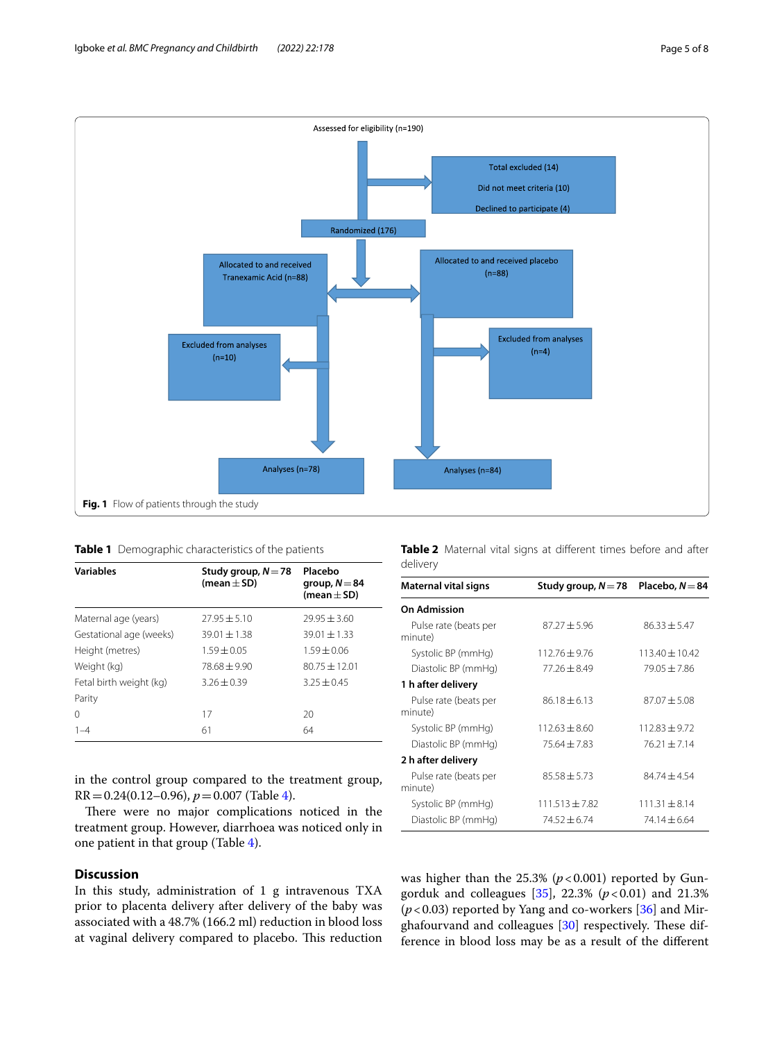Assessed for eligibility (n=190)

Total excluded (14)

Did not meet criteria (10)

Declined to participate (4)

Randomized (176)

Allocated to and received Tranexamic Acid (n=88)

Allocated to and received placebo (n=88)

Excluded from analyses (n=10)

Excluded from analyses (n=4)

Analyses (n=78)

Analyses (n=84)

**Fig. 1** Flow of patients through the study

**Table 1** Demographic characteristics of the patients

| Variables | Study group, *N* = 78 (mean ± SD) | Placebo group, *N* = 84 (mean ± SD) |
|---|---|---|
| Maternal age (years) | 27.95 ± 5.10 | 29.95 ± 3.60 |
| Gestational age (weeks) | 39.01 ± 1.38 | 39.01 ± 1.33 |
| Height (metres) | 1.59 ± 0.05 | 1.59 ± 0.06 |
| Weight (kg) | 78.68 ± 9.90 | 80.75 ± 12.01 |
| Fetal birth weight (kg) | 3.26 ± 0.39 | 3.25 ± 0.45 |
| Parity | | |
| 0 | 17 | 20 |
| 1–4 | 61 | 64 |

in the control group compared to the treatment group, RR = 0.24(0.12–0.96), $p = 0.007$ (Table 4).

There were no major complications noticed in the treatment group. However, diarrhoea was noticed only in one patient in that group (Table 4).

**Table 2** Maternal vital signs at different times before and after delivery

| Maternal vital signs | Study group, *N* = 78 | Placebo, *N* = 84 |
|---|---|---|
| **On Admission** | | |
| Pulse rate (beats per minute) | 87.27 ± 5.96 | 86.33 ± 5.47 |
| Systolic BP (mmHg) | 112.76 ± 9.76 | 113.40 ± 10.42 |
| Diastolic BP (mmHg) | 77.26 ± 8.49 | 79.05 ± 7.86 |
| **1 h after delivery** | | |
| Pulse rate (beats per minute) | 86.18 ± 6.13 | 87.07 ± 5.08 |
| Systolic BP (mmHg) | 112.63 ± 8.60 | 112.83 ± 9.72 |
| Diastolic BP (mmHg) | 75.64 ± 7.83 | 76.21 ± 7.14 |
| **2 h after delivery** | | |
| Pulse rate (beats per minute) | 85.58 ± 5.73 | 84.74 ± 4.54 |
| Systolic BP (mmHg) | 111.513 ± 7.82 | 111.31 ± 8.14 |
| Diastolic BP (mmHg) | 74.52 ± 6.74 | 74.14 ± 6.64 |

## Discussion

In this study, administration of 1 g intravenous TXA prior to placenta delivery after delivery of the baby was associated with a 48.7% (166.2 ml) reduction in blood loss at vaginal delivery compared to placebo. This reduction was higher than the 25.3% ($p < 0.001$) reported by Gungorduk and colleagues [35], 22.3% ($p < 0.01$) and 21.3% ($p < 0.03$) reported by Yang and co-workers [36] and Mirghafourvand and colleagues [30] respectively. These difference in blood loss may be as a result of the different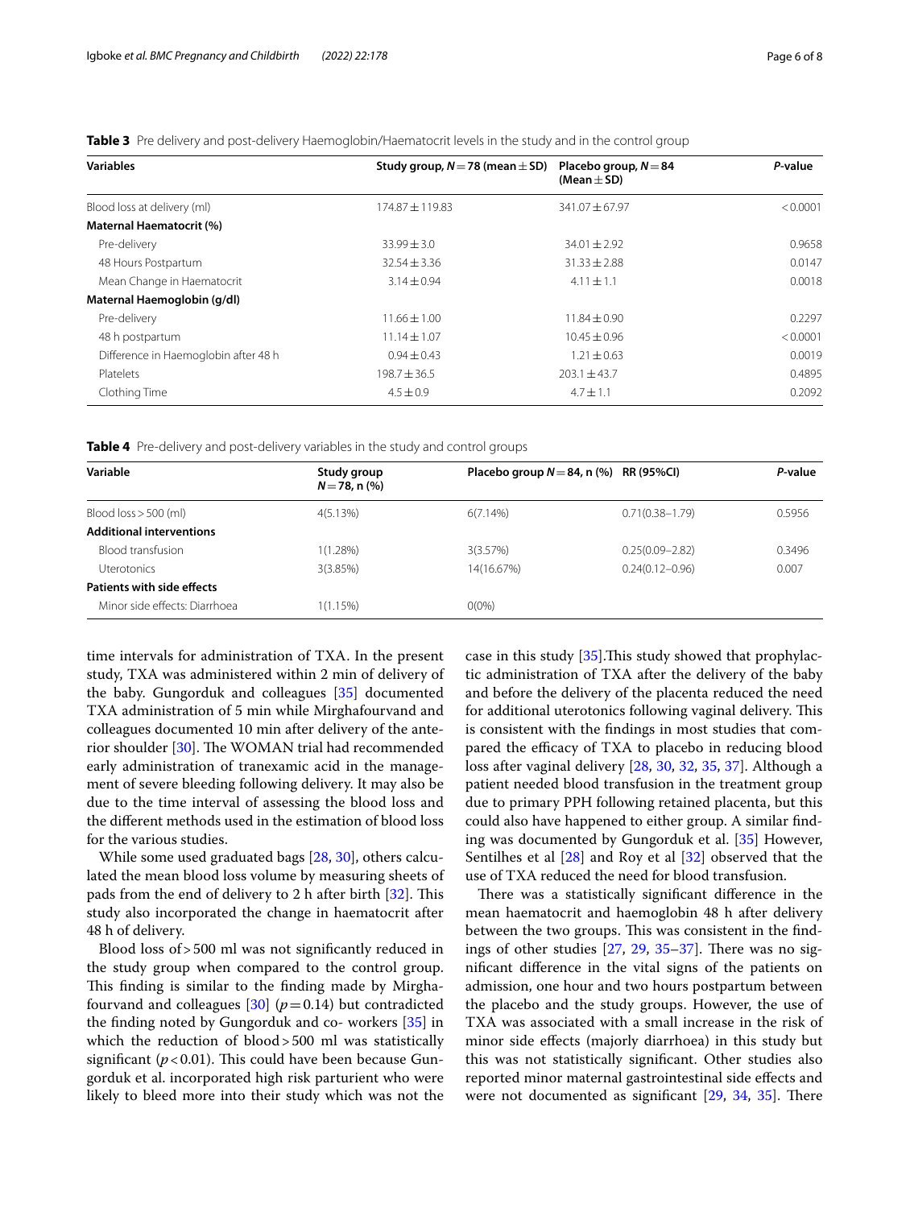**Table 3** Pre delivery and post-delivery Haemoglobin/Haematocrit levels in the study and in the control group

| Variables | Study group, $N = 78$ (mean ± SD) | Placebo group, $N = 84$ (Mean ± SD) | *P*-value |
|---|---|---|---|
| Blood loss at delivery (ml) | 174.87 ± 119.83 | 341.07 ± 67.97 | < 0.0001 |
| **Maternal Haematocrit (%)** | | | |
| Pre-delivery | 33.99 ± 3.0 | 34.01 ± 2.92 | 0.9658 |
| 48 Hours Postpartum | 32.54 ± 3.36 | 31.33 ± 2.88 | 0.0147 |
| Mean Change in Haematocrit | 3.14 ± 0.94 | 4.11 ± 1.1 | 0.0018 |
| **Maternal Haemoglobin (g/dl)** | | | |
| Pre-delivery | 11.66 ± 1.00 | 11.84 ± 0.90 | 0.2297 |
| 48 h postpartum | 11.14 ± 1.07 | 10.45 ± 0.96 | < 0.0001 |
| Difference in Haemoglobin after 48 h | 0.94 ± 0.43 | 1.21 ± 0.63 | 0.0019 |
| Platelets | 198.7 ± 36.5 | 203.1 ± 43.7 | 0.4895 |
| Clothing Time | 4.5 ± 0.9 | 4.7 ± 1.1 | 0.2092 |

**Table 4** Pre-delivery and post-delivery variables in the study and control groups

| Variable | Study group $N = 78$, n (%) | Placebo group $N = 84$, n (%) | RR (95%CI) | *P*-value |
|---|---|---|---|---|
| Blood loss > 500 (ml) | 4(5.13%) | 6(7.14%) | 0.71(0.38–1.79) | 0.5956 |
| **Additional interventions** | | | | |
| Blood transfusion | 1(1.28%) | 3(3.57%) | 0.25(0.09–2.82) | 0.3496 |
| Uterotonics | 3(3.85%) | 14(16.67%) | 0.24(0.12–0.96) | 0.007 |
| **Patients with side effects** | | | | |
| Minor side effects: Diarrhoea | 1(1.15%) | 0(0%) | | |

time intervals for administration of TXA. In the present study, TXA was administered within 2 min of delivery of the baby. Gungorduk and colleagues [35] documented TXA administration of 5 min while Mirghafourvand and colleagues documented 10 min after delivery of the anterior shoulder [30]. The WOMAN trial had recommended early administration of tranexamic acid in the management of severe bleeding following delivery. It may also be due to the time interval of assessing the blood loss and the different methods used in the estimation of blood loss for the various studies.

While some used graduated bags [28, 30], others calculated the mean blood loss volume by measuring sheets of pads from the end of delivery to 2 h after birth [32]. This study also incorporated the change in haematocrit after 48 h of delivery.

Blood loss of > 500 ml was not significantly reduced in the study group when compared to the control group. This finding is similar to the finding made by Mirghafourvand and colleagues [30] ($p = 0.14$) but contradicted the finding noted by Gungorduk and co- workers [35] in which the reduction of blood > 500 ml was statistically significant ($p < 0.01$). This could have been because Gungorduk et al. incorporated high risk parturient who were likely to bleed more into their study which was not the case in this study [35]. This study showed that prophylactic administration of TXA after the delivery of the baby and before the delivery of the placenta reduced the need for additional uterotonics following vaginal delivery. This is consistent with the findings in most studies that compared the efficacy of TXA to placebo in reducing blood loss after vaginal delivery [28, 30, 32, 35, 37]. Although a patient needed blood transfusion in the treatment group due to primary PPH following retained placenta, but this could also have happened to either group. A similar finding was documented by Gungorduk et al. [35] However, Sentilhes et al [28] and Roy et al [32] observed that the use of TXA reduced the need for blood transfusion.

There was a statistically significant difference in the mean haematocrit and haemoglobin 48 h after delivery between the two groups. This was consistent in the findings of other studies [27, 29, 35–37]. There was no significant difference in the vital signs of the patients on admission, one hour and two hours postpartum between the placebo and the study groups. However, the use of TXA was associated with a small increase in the risk of minor side effects (majorly diarrhoea) in this study but this was not statistically significant. Other studies also reported minor maternal gastrointestinal side effects and were not documented as significant [29, 34, 35]. There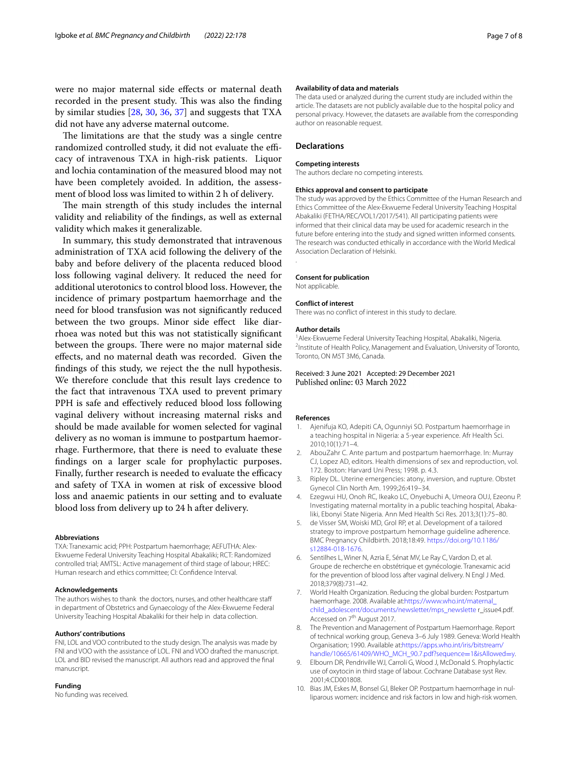were no major maternal side effects or maternal death recorded in the present study. This was also the finding by similar studies [28, 30, 36, 37] and suggests that TXA did not have any adverse maternal outcome.

The limitations are that the study was a single centre randomized controlled study, it did not evaluate the efficacy of intravenous TXA in high-risk patients. Liquor and lochia contamination of the measured blood may not have been completely avoided. In addition, the assessment of blood loss was limited to within 2 h of delivery.

The main strength of this study includes the internal validity and reliability of the findings, as well as external validity which makes it generalizable.

In summary, this study demonstrated that intravenous administration of TXA acid following the delivery of the baby and before delivery of the placenta reduced blood loss following vaginal delivery. It reduced the need for additional uterotonics to control blood loss. However, the incidence of primary postpartum haemorrhage and the need for blood transfusion was not significantly reduced between the two groups. Minor side effect like diarrhoea was noted but this was not statistically significant between the groups. There were no major maternal side effects, and no maternal death was recorded. Given the findings of this study, we reject the the null hypothesis. We therefore conclude that this result lays credence to the fact that intravenous TXA used to prevent primary PPH is safe and effectively reduced blood loss following vaginal delivery without increasing maternal risks and should be made available for women selected for vaginal delivery as no woman is immune to postpartum haemorrhage. Furthermore, that there is need to evaluate these findings on a larger scale for prophylactic purposes. Finally, further research is needed to evaluate the efficacy and safety of TXA in women at risk of excessive blood loss and anaemic patients in our setting and to evaluate blood loss from delivery up to 24 h after delivery.

#### Abbreviations

TXA: Tranexamic acid; PPH: Postpartum haemorrhage; AEFUTHA: Alex-Ekwueme Federal University Teaching Hospital Abakaliki; RCT: Randomized controlled trial; AMTSL: Active management of third stage of labour; HREC: Human research and ethics committee; CI: Confidence Interval.

#### Acknowledgements

The authors wishes to thank the doctors, nurses, and other healthcare staff in department of Obstetrics and Gynaecology of the Alex-Ekwueme Federal University Teaching Hospital Abakaliki for their help in data collection.

#### Authors' contributions

FNI, LOL and VOO contributed to the study design. The analysis was made by FNI and VOO with the assistance of LOL. FNI and VOO drafted the manuscript. LOL and BID revised the manuscript. All authors read and approved the final manuscript.

#### Funding

No funding was received.

#### Availability of data and materials

The data used or analyzed during the current study are included within the article. The datasets are not publicly available due to the hospital policy and personal privacy. However, the datasets are available from the corresponding author on reasonable request.

## Declarations

#### Competing interests

The authors declare no competing interests.

#### Ethics approval and consent to participate

The study was approved by the Ethics Committee of the Human Research and Ethics Committee of the Alex-Ekwueme Federal University Teaching Hospital Abakaliki (FETHA/REC/VOL1/2017/541). All participating patients were informed that their clinical data may be used for academic research in the future before entering into the study and signed written informed consents. The research was conducted ethically in accordance with the World Medical Association Declaration of Helsinki.

#### Consent for publication

Not applicable.

#### Conflict of interest

There was no conflict of interest in this study to declare.

#### Author details

[1]Alex-Ekwueme Federal University Teaching Hospital, Abakaliki, Nigeria. [2]Institute of Health Policy, Management and Evaluation, University of Toronto, Toronto, ON M5T 3M6, Canada.

Received: 3 June 2021 Accepted: 29 December 2021
Published online: 03 March 2022

#### References

1. Ajenifuja KO, Adepiti CA, Ogunniyi SO. Postpartum haemorrhage in a teaching hospital in Nigeria: a 5-year experience. Afr Health Sci. 2010;10(1):71–4.
2. AbouZahr C. Ante partum and postpartum haemorrhage. In: Murray CJ, Lopez AD, editors. Health dimensions of sex and reproduction, vol. 172. Boston: Harvard Uni Press; 1998. p. 4.3.
3. Ripley DL. Uterine emergencies: atony, inversion, and rupture. Obstet Gynecol Clin North Am. 1999;26:419–34.
4. Ezegwui HU, Onoh RC, Ikeako LC, Onyebuchi A, Umeora OUJ, Ezeonu P. Investigating maternal mortality in a public teaching hospital, Abakaliki, Ebonyi State Nigeria. Ann Med Health Sci Res. 2013;3(1):75–80.
5. de Visser SM, Woiski MD, Grol RP, et al. Development of a tailored strategy to improve postpartum hemorrhage guideline adherence. BMC Pregnancy Childbirth. 2018;18:49. https://doi.org/10.1186/s12884-018-1676.
6. Sentilhes L, Winer N, Azria E, Sénat MV, Le Ray C, Vardon D, et al. Groupe de recherche en obstétrique et gynécologie. Tranexamic acid for the prevention of blood loss after vaginal delivery. N Engl J Med. 2018;379(8):731–42.
7. World Health Organization. Reducing the global burden: Postpartum haemorrhage. 2008. Available at:https://www.who.int/maternal_child_adolescent/documents/newsletter/mps_newslette r_issue4.pdf. Accessed on 7th August 2017.
8. The Prevention and Management of Postpartum Haemorrhage. Report of technical working group, Geneva 3–6 July 1989. Geneva: World Health Organisation; 1990. Available at:https://apps.who.int/iris/bitstream/handle/10665/61409/WHO_MCH_90.7.pdf?sequence=1&isAllowed=y.
9. Elbourn DR, Pendriville WJ, Carroli G, Wood J, McDonald S. Prophylactic use of oxytocin in third stage of labour. Cochrane Database syst Rev. 2001;4:CD001808.
10. Bias JM, Eskes M, Bonsel GJ, Bleker OP. Postpartum haemorrhage in nulliparous women: incidence and risk factors in low and high-risk women.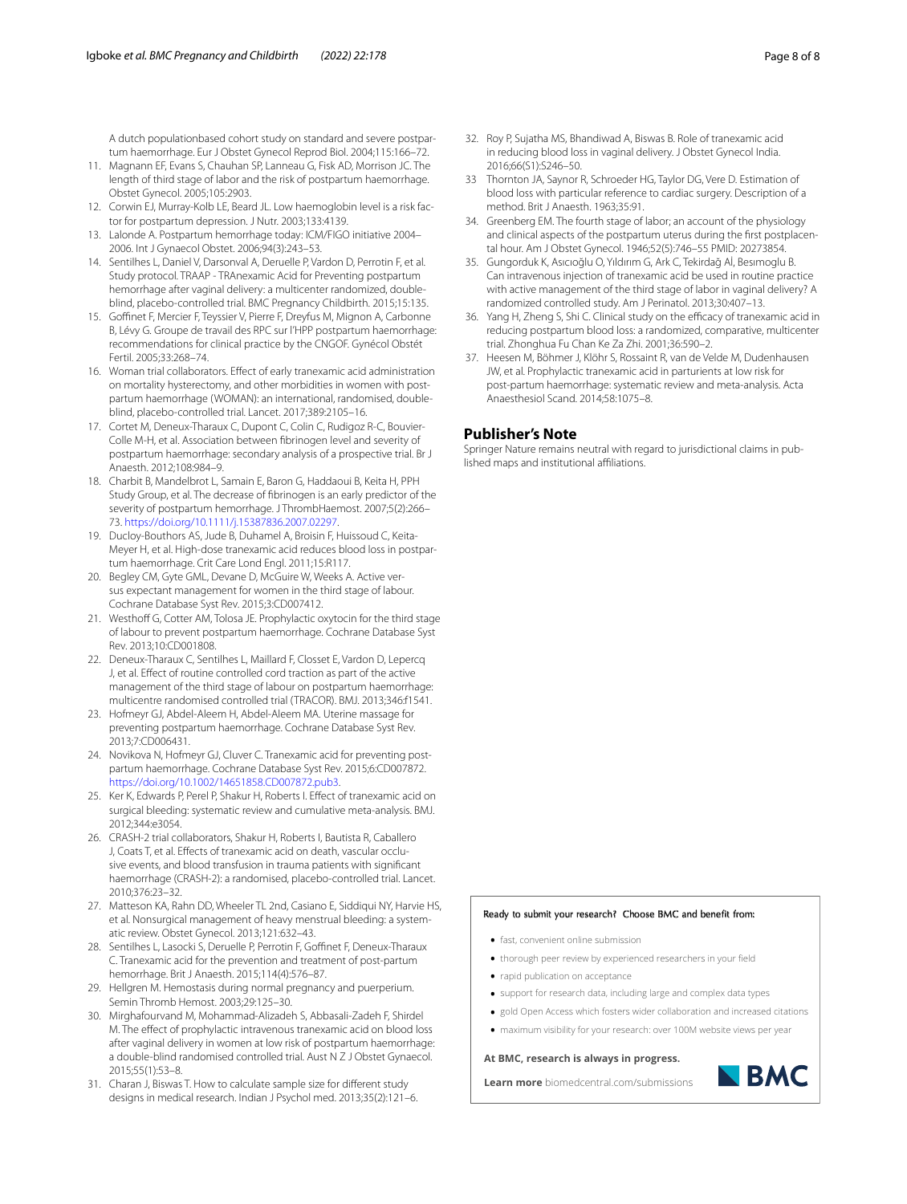A dutch populationbased cohort study on standard and severe postpartum haemorrhage. Eur J Obstet Gynecol Reprod Biol. 2004;115:166–72.

11. Magnann EF, Evans S, Chauhan SP, Lanneau G, Fisk AD, Morrison JC. The length of third stage of labor and the risk of postpartum haemorrhage. Obstet Gynecol. 2005;105:2903.
12. Corwin EJ, Murray-Kolb LE, Beard JL. Low haemoglobin level is a risk factor for postpartum depression. J Nutr. 2003;133:4139.
13. Lalonde A. Postpartum hemorrhage today: ICM/FIGO initiative 2004–2006. Int J Gynaecol Obstet. 2006;94(3):243–53.
14. Sentilhes L, Daniel V, Darsonval A, Deruelle P, Vardon D, Perrotin F, et al. Study protocol. TRAAP - TRAnexamic Acid for Preventing postpartum hemorrhage after vaginal delivery: a multicenter randomized, double-blind, placebo-controlled trial. BMC Pregnancy Childbirth. 2015;15:135.
15. Goffinet F, Mercier F, Teyssier V, Pierre F, Dreyfus M, Mignon A, Carbonne B, Lévy G. Groupe de travail des RPC sur l'HPP postpartum haemorrhage: recommendations for clinical practice by the CNGOF. Gynécol Obstét Fertil. 2005;33:268–74.
16. Woman trial collaborators. Effect of early tranexamic acid administration on mortality hysterectomy, and other morbidities in women with postpartum haemorrhage (WOMAN): an international, randomised, double-blind, placebo-controlled trial. Lancet. 2017;389:2105–16.
17. Cortet M, Deneux-Tharaux C, Dupont C, Colin C, Rudigoz R-C, Bouvier-Colle M-H, et al. Association between fibrinogen level and severity of postpartum haemorrhage: secondary analysis of a prospective trial. Br J Anaesth. 2012;108:984–9.
18. Charbit B, Mandelbrot L, Samain E, Baron G, Haddaoui B, Keita H, PPH Study Group, et al. The decrease of fibrinogen is an early predictor of the severity of postpartum hemorrhage. J ThrombHaemost. 2007;5(2):266–73. https://doi.org/10.1111/j.15387836.2007.02297.
19. Ducloy-Bouthors AS, Jude B, Duhamel A, Broisin F, Huissoud C, Keita-Meyer H, et al. High-dose tranexamic acid reduces blood loss in postpartum haemorrhage. Crit Care Lond Engl. 2011;15:R117.
20. Begley CM, Gyte GML, Devane D, McGuire W, Weeks A. Active versus expectant management for women in the third stage of labour. Cochrane Database Syst Rev. 2015;3:CD007412.
21. Westhoff G, Cotter AM, Tolosa JE. Prophylactic oxytocin for the third stage of labour to prevent postpartum haemorrhage. Cochrane Database Syst Rev. 2013;10:CD001808.
22. Deneux-Tharaux C, Sentilhes L, Maillard F, Closset E, Vardon D, Lepercq J, et al. Effect of routine controlled cord traction as part of the active management of the third stage of labour on postpartum haemorrhage: multicentre randomised controlled trial (TRACOR). BMJ. 2013;346:f1541.
23. Hofmeyr GJ, Abdel-Aleem H, Abdel-Aleem MA. Uterine massage for preventing postpartum haemorrhage. Cochrane Database Syst Rev. 2013;7:CD006431.
24. Novikova N, Hofmeyr GJ, Cluver C. Tranexamic acid for preventing postpartum haemorrhage. Cochrane Database Syst Rev. 2015;6:CD007872. https://doi.org/10.1002/14651858.CD007872.pub3.
25. Ker K, Edwards P, Perel P, Shakur H, Roberts I. Effect of tranexamic acid on surgical bleeding: systematic review and cumulative meta-analysis. BMJ. 2012;344:e3054.
26. CRASH-2 trial collaborators, Shakur H, Roberts I, Bautista R, Caballero J, Coats T, et al. Effects of tranexamic acid on death, vascular occlusive events, and blood transfusion in trauma patients with significant haemorrhage (CRASH-2): a randomised, placebo-controlled trial. Lancet. 2010;376:23–32.
27. Matteson KA, Rahn DD, Wheeler TL 2nd, Casiano E, Siddiqui NY, Harvie HS, et al. Nonsurgical management of heavy menstrual bleeding: a systematic review. Obstet Gynecol. 2013;121:632–43.
28. Sentilhes L, Lasocki S, Deruelle P, Perrotin F, Goffinet F, Deneux-Tharaux C. Tranexamic acid for the prevention and treatment of post-partum hemorrhage. Brit J Anaesth. 2015;114(4):576–87.
29. Hellgren M. Hemostasis during normal pregnancy and puerperium. Semin Thromb Hemost. 2003;29:125–30.
30. Mirghafourvand M, Mohammad-Alizadeh S, Abbasali-Zadeh F, Shirdel M. The effect of prophylactic intravenous tranexamic acid on blood loss after vaginal delivery in women at low risk of postpartum haemorrhage: a double-blind randomised controlled trial. Aust N Z J Obstet Gynaecol. 2015;55(1):53–8.
31. Charan J, Biswas T. How to calculate sample size for different study designs in medical research. Indian J Psychol med. 2013;35(2):121–6.
32. Roy P, Sujatha MS, Bhandiwad A, Biswas B. Role of tranexamic acid in reducing blood loss in vaginal delivery. J Obstet Gynecol India. 2016;66(S1):S246–50.
33. Thornton JA, Saynor R, Schroeder HG, Taylor DG, Vere D. Estimation of blood loss with particular reference to cardiac surgery. Description of a method. Brit J Anaesth. 1963;35:91.
34. Greenberg EM. The fourth stage of labor; an account of the physiology and clinical aspects of the postpartum uterus during the first postplacental hour. Am J Obstet Gynecol. 1946;52(5):746–55 PMID: 20273854.
35. Gungorduk K, Asıcıoğlu O, Yıldırım G, Ark C, Tekirdağ Al, Besımoglu B. Can intravenous injection of tranexamic acid be used in routine practice with active management of the third stage of labor in vaginal delivery? A randomized controlled study. Am J Perinatol. 2013;30:407–13.
36. Yang H, Zheng S, Shi C. Clinical study on the efficacy of tranexamic acid in reducing postpartum blood loss: a randomized, comparative, multicenter trial. Zhonghua Fu Chan Ke Za Zhi. 2001;36:590–2.
37. Heesen M, Böhmer J, Klöhr S, Rossaint R, van de Velde M, Dudenhausen JW, et al. Prophylactic tranexamic acid in parturients at low risk for post-partum haemorrhage: systematic review and meta-analysis. Acta Anaesthesiol Scand. 2014;58:1075–8.

## Publisher's Note

Springer Nature remains neutral with regard to jurisdictional claims in published maps and institutional affiliations.

Ready to submit your research? Choose BMC and benefit from:

- fast, convenient online submission
- thorough peer review by experienced researchers in your field
- rapid publication on acceptance
- support for research data, including large and complex data types
- gold Open Access which fosters wider collaboration and increased citations
- maximum visibility for your research: over 100M website views per year

**At BMC, research is always in progress.**

**Learn more** biomedcentral.com/submissions

BMC